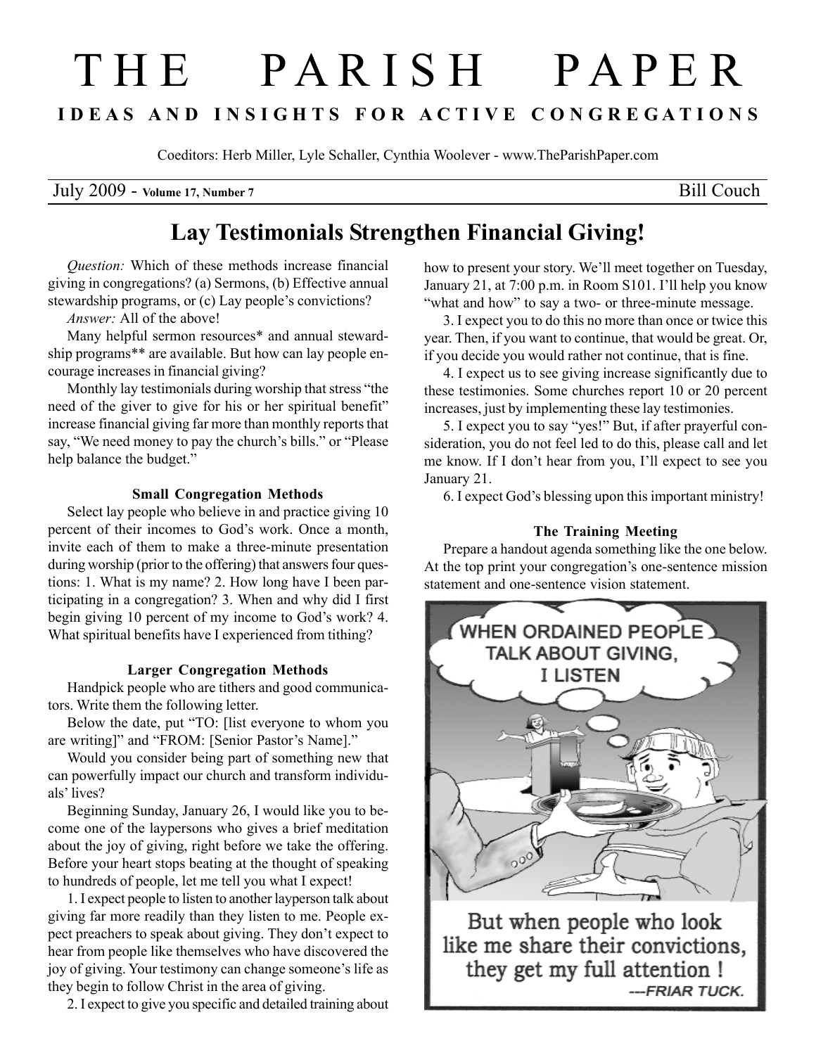# THE PARISH PAPER

**IDEAS AND INSIGHTS FOR ACTIVE CONGREGATIONS**

Coeditors: Herb Miller, Lyle Schaller, Cynthia Woolever - www.TheParishPaper.com

July 2009 - **Volume 17, Number 7** Bill Couch

## Lay Testimonials Strengthen Financial Giving!

*Question:* Which of these methods increase financial giving in congregations? (a) Sermons, (b) Effective annual stewardship programs, or (c) Lay people's convictions?

*Answer:* All of the above!

Many helpful sermon resources* and annual stewardship programs** are available. But how can lay people encourage increases in financial giving?

Monthly lay testimonials during worship that stress "the need of the giver to give for his or her spiritual benefit" increase financial giving far more than monthly reports that say, "We need money to pay the church's bills." or "Please help balance the budget."

### Small Congregation Methods

Select lay people who believe in and practice giving 10 percent of their incomes to God's work. Once a month, invite each of them to make a three-minute presentation during worship (prior to the offering) that answers four questions: 1. What is my name? 2. How long have I been participating in a congregation? 3. When and why did I first begin giving 10 percent of my income to God's work? 4. What spiritual benefits have I experienced from tithing?

### Larger Congregation Methods

Handpick people who are tithers and good communicators. Write them the following letter.

Below the date, put "TO: [list everyone to whom you are writing]" and "FROM: [Senior Pastor's Name]."

Would you consider being part of something new that can powerfully impact our church and transform individuals' lives?

Beginning Sunday, January 26, I would like you to become one of the laypersons who gives a brief meditation about the joy of giving, right before we take the offering. Before your heart stops beating at the thought of speaking to hundreds of people, let me tell you what I expect!

1. I expect people to listen to another layperson talk about giving far more readily than they listen to me. People expect preachers to speak about giving. They don't expect to hear from people like themselves who have discovered the joy of giving. Your testimony can change someone's life as they begin to follow Christ in the area of giving.

2. I expect to give you specific and detailed training about how to present your story. We'll meet together on Tuesday, January 21, at 7:00 p.m. in Room S101. I'll help you know "what and how" to say a two- or three-minute message.

3. I expect you to do this no more than once or twice this year. Then, if you want to continue, that would be great. Or, if you decide you would rather not continue, that is fine.

4. I expect us to see giving increase significantly due to these testimonies. Some churches report 10 or 20 percent increases, just by implementing these lay testimonies.

5. I expect you to say "yes!" But, if after prayerful consideration, you do not feel led to do this, please call and let me know. If I don't hear from you, I'll expect to see you January 21.

6. I expect God's blessing upon this important ministry!

### The Training Meeting

Prepare a handout agenda something like the one below. At the top print your congregation's one-sentence mission statement and one-sentence vision statement.

WHEN ORDAINED PEOPLE TALK ABOUT GIVING, I LISTEN

But when people who look like me share their convictions, they get my full attention !
---FRIAR TUCK.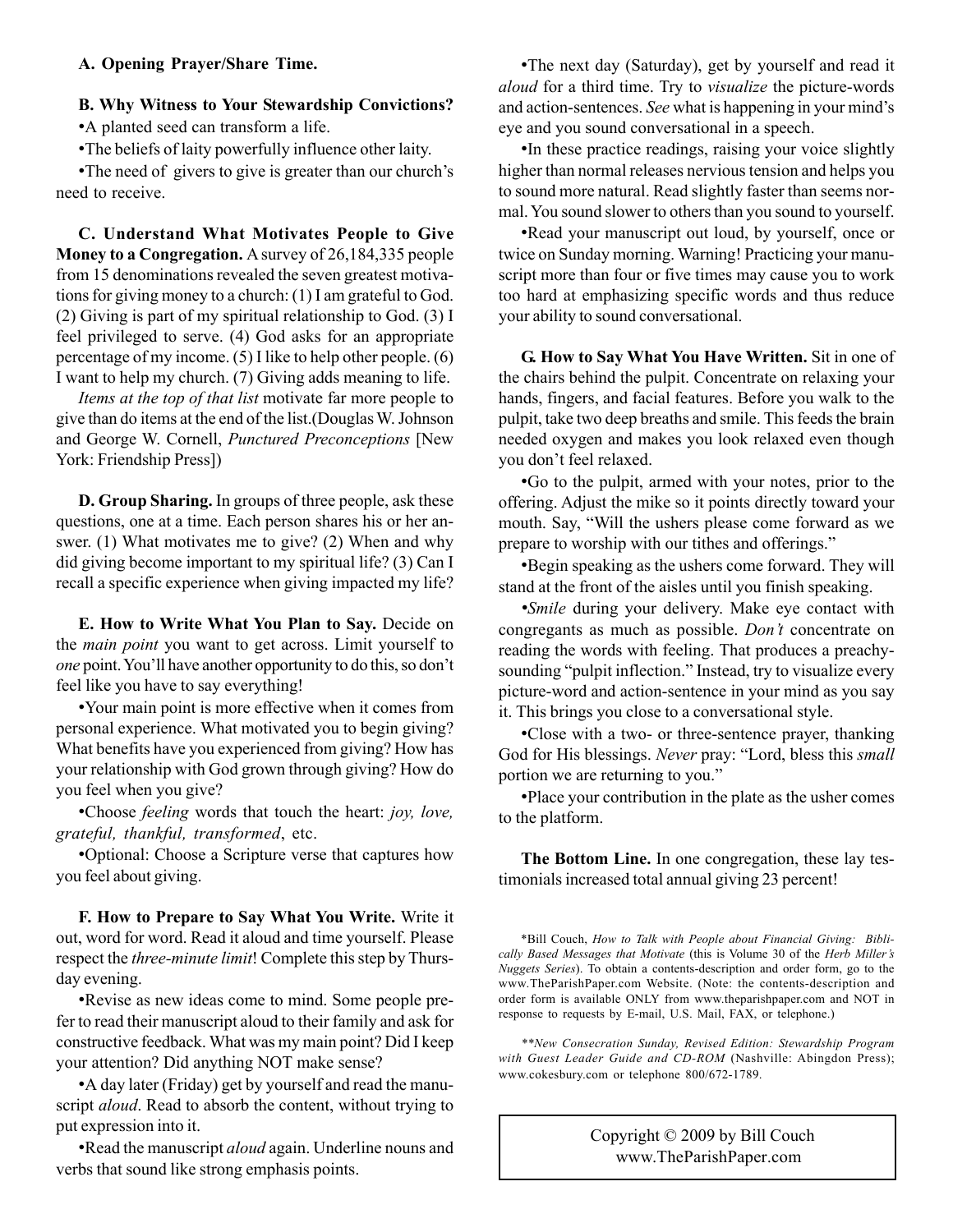**A. Opening Prayer/Share Time.**

**B. Why Witness to Your Stewardship Convictions?**

•A planted seed can transform a life.

•The beliefs of laity powerfully influence other laity.

•The need of givers to give is greater than our church's need to receive.

**C. Understand What Motivates People to Give Money to a Congregation.** A survey of 26,184,335 people from 15 denominations revealed the seven greatest motivations for giving money to a church: (1) I am grateful to God. (2) Giving is part of my spiritual relationship to God. (3) I feel privileged to serve. (4) God asks for an appropriate percentage of my income. (5) I like to help other people. (6) I want to help my church. (7) Giving adds meaning to life.

*Items at the top of that list* motivate far more people to give than do items at the end of the list.(Douglas W. Johnson and George W. Cornell, *Punctured Preconceptions* [New York: Friendship Press])

**D. Group Sharing.** In groups of three people, ask these questions, one at a time. Each person shares his or her answer. (1) What motivates me to give? (2) When and why did giving become important to my spiritual life? (3) Can I recall a specific experience when giving impacted my life?

**E. How to Write What You Plan to Say.** Decide on the *main point* you want to get across. Limit yourself to *one* point. You'll have another opportunity to do this, so don't feel like you have to say everything!

•Your main point is more effective when it comes from personal experience. What motivated you to begin giving? What benefits have you experienced from giving? How has your relationship with God grown through giving? How do you feel when you give?

•Choose *feeling* words that touch the heart: *joy, love, grateful, thankful, transformed*, etc.

•Optional: Choose a Scripture verse that captures how you feel about giving.

**F. How to Prepare to Say What You Write.** Write it out, word for word. Read it aloud and time yourself. Please respect the *three-minute limit*! Complete this step by Thursday evening.

•Revise as new ideas come to mind. Some people prefer to read their manuscript aloud to their family and ask for constructive feedback. What was my main point? Did I keep your attention? Did anything NOT make sense?

•A day later (Friday) get by yourself and read the manuscript *aloud*. Read to absorb the content, without trying to put expression into it.

•Read the manuscript *aloud* again. Underline nouns and verbs that sound like strong emphasis points.

•The next day (Saturday), get by yourself and read it *aloud* for a third time. Try to *visualize* the picture-words and action-sentences. *See* what is happening in your mind's eye and you sound conversational in a speech.

•In these practice readings, raising your voice slightly higher than normal releases nervious tension and helps you to sound more natural. Read slightly faster than seems normal. You sound slower to others than you sound to yourself.

•Read your manuscript out loud, by yourself, once or twice on Sunday morning. Warning! Practicing your manuscript more than four or five times may cause you to work too hard at emphasizing specific words and thus reduce your ability to sound conversational.

**G. How to Say What You Have Written.** Sit in one of the chairs behind the pulpit. Concentrate on relaxing your hands, fingers, and facial features. Before you walk to the pulpit, take two deep breaths and smile. This feeds the brain needed oxygen and makes you look relaxed even though you don't feel relaxed.

•Go to the pulpit, armed with your notes, prior to the offering. Adjust the mike so it points directly toward your mouth. Say, "Will the ushers please come forward as we prepare to worship with our tithes and offerings."

•Begin speaking as the ushers come forward. They will stand at the front of the aisles until you finish speaking.

•*Smile* during your delivery. Make eye contact with congregants as much as possible. *Don't* concentrate on reading the words with feeling. That produces a preachy-sounding "pulpit inflection." Instead, try to visualize every picture-word and action-sentence in your mind as you say it. This brings you close to a conversational style.

•Close with a two- or three-sentence prayer, thanking God for His blessings. *Never* pray: "Lord, bless this *small* portion we are returning to you."

•Place your contribution in the plate as the usher comes to the platform.

**The Bottom Line.** In one congregation, these lay testimonials increased total annual giving 23 percent!

*Bill Couch, *How to Talk with People about Financial Giving: Biblically Based Messages that Motivate* (this is Volume 30 of the *Herb Miller's Nuggets Series*). To obtain a contents-description and order form, go to the www.TheParishPaper.com Website. (Note: the contents-description and order form is available ONLY from www.theparishpaper.com and NOT in response to requests by E-mail, U.S. Mail, FAX, or telephone.)

***New Consecration Sunday, Revised Edition: Stewardship Program with Guest Leader Guide and CD-ROM* (Nashville: Abingdon Press); www.cokesbury.com or telephone 800/672-1789.

Copyright © 2009 by Bill Couch
www.TheParishPaper.com